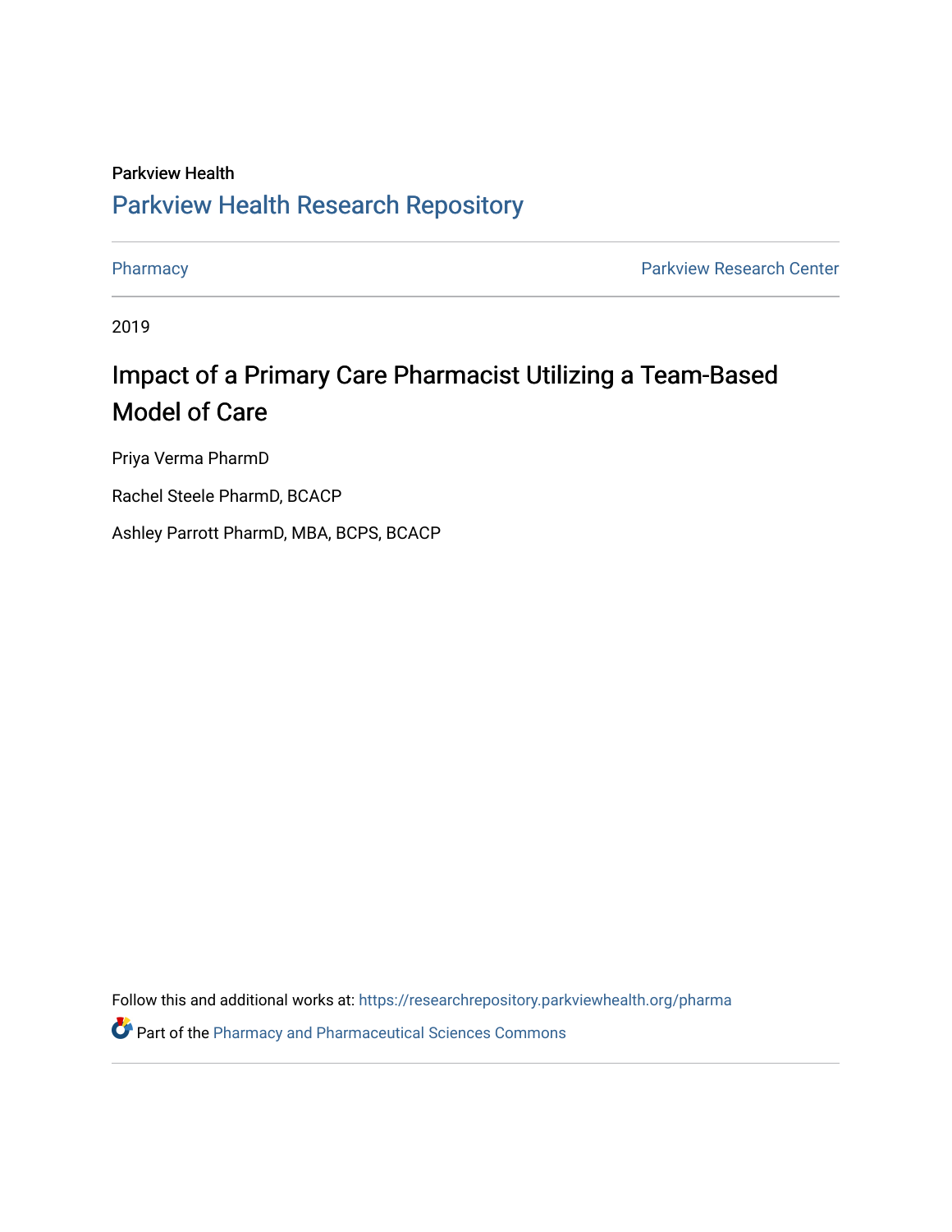Parkview Health

Parkview Health Research Repository

Pharmacy | Parkview Research Center

2019

# Impact of a Primary Care Pharmacist Utilizing a Team-Based Model of Care

Priya Verma PharmD

Rachel Steele PharmD, BCACP

Ashley Parrott PharmD, MBA, BCPS, BCACP

Follow this and additional works at: https://researchrepository.parkviewhealth.org/pharma

Part of the Pharmacy and Pharmaceutical Sciences Commons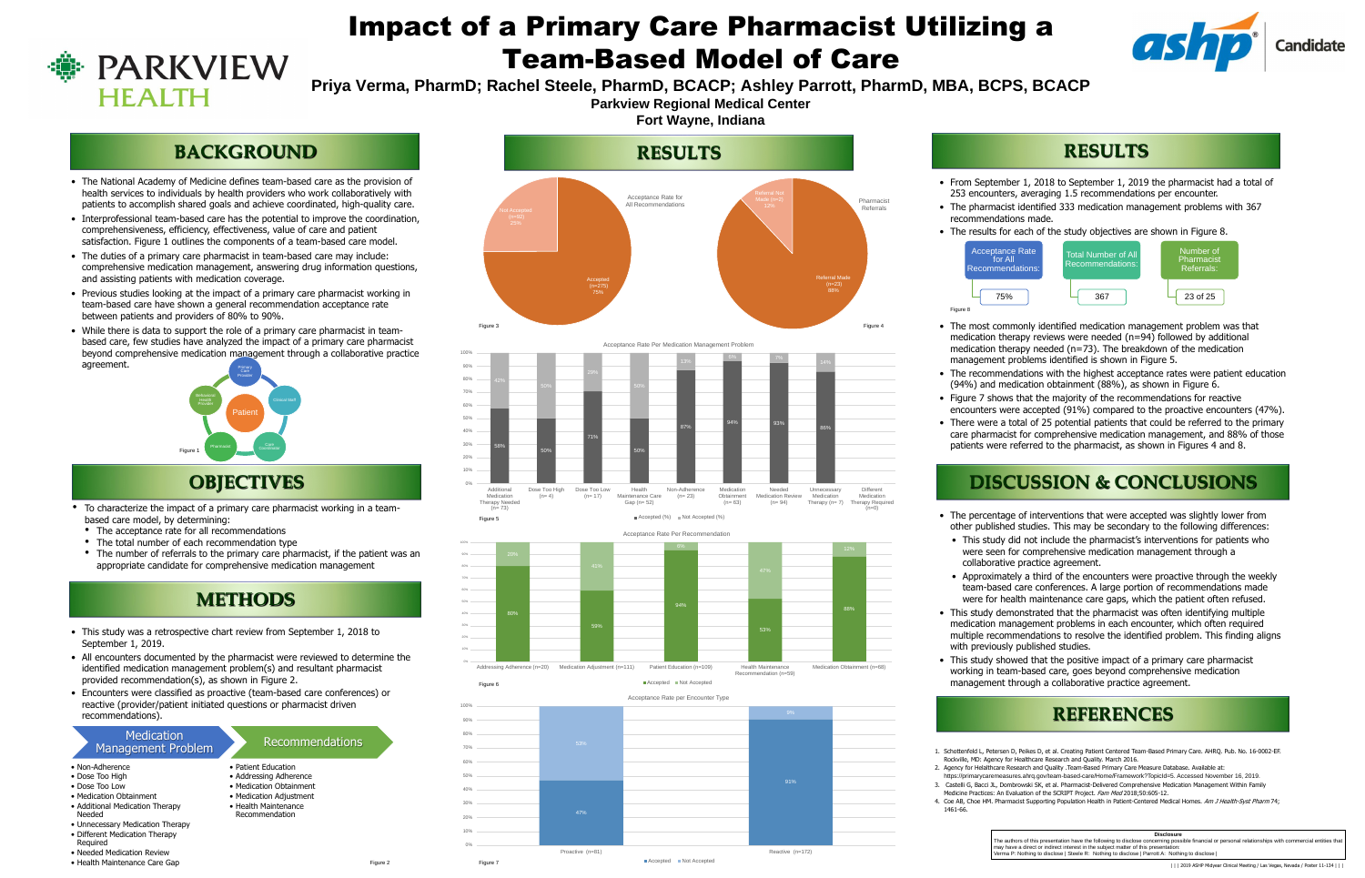# Impact of a Primary Care Pharmacist Utilizing a Team-Based Model of Care

PARKVIEW HEALTH

ashp Candidate

**Priya Verma, PharmD; Rachel Steele, PharmD, BCACP; Ashley Parrott, PharmD, MBA, BCPS, BCACP**

**Parkview Regional Medical Center**

**Fort Wayne, Indiana**

## BACKGROUND

- The National Academy of Medicine defines team-based care as the provision of health services to individuals by health providers who work collaboratively with patients to accomplish shared goals and achieve coordinated, high-quality care.
- Interprofessional team-based care has the potential to improve the coordination, comprehensiveness, efficiency, effectiveness, value of care and patient satisfaction. Figure 1 outlines the components of a team-based care model.
- The duties of a primary care pharmacist in team-based care may include: comprehensive medication management, answering drug information questions, and assisting patients with medication coverage.
- Previous studies looking at the impact of a primary care pharmacist working in team-based care have shown a general recommendation acceptance rate between patients and providers of 80% to 90%.
- While there is data to support the role of a primary care pharmacist in team-based care, few studies have analyzed the impact of a primary care pharmacist beyond comprehensive medication management through a collaborative practice agreement.

Patient
Primary Care Provider
Clinical Staff
Care Coordinator
Pharmacist
Behavioral Health Provider

Figure 1

## OBJECTIVES

- To characterize the impact of a primary care pharmacist working in a team-based care model, by determining:
  - The acceptance rate for all recommendations
  - The total number of each recommendation type
  - The number of referrals to the primary care pharmacist, if the patient was an appropriate candidate for comprehensive medication management

## METHODS

- This study was a retrospective chart review from September 1, 2018 to September 1, 2019.
- All encounters documented by the pharmacist were reviewed to determine the identified medication management problem(s) and resultant pharmacist provided recommendation(s), as shown in Figure 2.
- Encounters were classified as proactive (team-based care conferences) or reactive (provider/patient initiated questions or pharmacist driven recommendations).

**Medication Management Problem**
- Non-Adherence
- Dose Too High
- Dose Too Low
- Medication Obtainment
- Additional Medication Therapy Needed
- Unnecessary Medication Therapy
- Different Medication Therapy Required
- Needed Medication Review
- Health Maintenance Care Gap

**Recommendations**
- Patient Education
- Addressing Adherence
- Medication Obtainment
- Medication Adjustment
- Health Maintenance Recommendation

Figure 2

## RESULTS

Acceptance Rate for All Recommendations
Not Accepted (n=92) 25%
Accepted (n=275) 75%

Figure 3

Pharmacist Referrals
Referral Not Made (n=2) 12%
Referral Made (n=23) 88%

Figure 4

Acceptance Rate Per Medication Management Problem
Additional Medication Therapy Needed (n= 73): 58% / 42%
Dose Too High (n= 4): 50% / 50%
Dose Too Low (n= 17): 71% / 29%
Health Maintenance Care Gap (n= 52): 50% / 50%
Non-Adherence (n= 23): 87% / 13%
Medication Obtainment (n= 63): 94% / 6%
Needed Medication Review (n= 94): 93% / 7%
Unnecessary Medication Therapy (n= 7): 86% / 14%
Different Medication Therapy Required (n=0)
Accepted (%) Not Accepted (%)

Figure 5

Acceptance Rate Per Recommendation
Addressing Adherence (n=20): 80% / 20%
Medication Adjustment (n=111): 59% / 41%
Patient Education (n=109): 94% / 6%
Health Maintenance Recommendation (n=59): 53% / 47%
Medication Obtainment (n=68): 88% / 12%
Accepted Not Accepted

Figure 6

Acceptance Rate per Encounter Type
Proactive (n=81): 47% / 53%
Reactive (n=172): 91% / 9%
Accepted Not Accepted

Figure 7

## RESULTS

- From September 1, 2018 to September 1, 2019 the pharmacist had a total of 253 encounters, averaging 1.5 recommendations per encounter.
- The pharmacist identified 333 medication management problems with 367 recommendations made.
- The results for each of the study objectives are shown in Figure 8.

Acceptance Rate for All Recommendations: 75%
Total Number of All Recommendations: 367
Number of Pharmacist Referrals: 23 of 25

Figure 8

- The most commonly identified medication management problem was that medication therapy reviews were needed (n=94) followed by additional medication therapy needed (n=73). The breakdown of the medication management problems identified is shown in Figure 5.
- The recommendations with the highest acceptance rates were patient education (94%) and medication obtainment (88%), as shown in Figure 6.
- Figure 7 shows that the majority of the recommendations for reactive encounters were accepted (91%) compared to the proactive encounters (47%).
- There were a total of 25 potential patients that could be referred to the primary care pharmacist for comprehensive medication management, and 88% of those patients were referred to the pharmacist, as shown in Figures 4 and 8.

## DISCUSSION & CONCLUSIONS

- The percentage of interventions that were accepted was slightly lower from other published studies. This may be secondary to the following differences:
  - This study did not include the pharmacist's interventions for patients who were seen for comprehensive medication management through a collaborative practice agreement.
  - Approximately a third of the encounters were proactive through the weekly team-based care conferences. A large portion of recommendations made were for health maintenance care gaps, which the patient often refused.
- This study demonstrated that the pharmacist was often identifying multiple medication management problems in each encounter, which often required multiple recommendations to resolve the identified problem. This finding aligns with previously published studies.
- This study showed that the positive impact of a primary care pharmacist working in team-based care, goes beyond comprehensive medication management through a collaborative practice agreement.

## REFERENCES

1. Schottenfeld L, Petersen D, Peikes D, et al. Creating Patient Centered Team-Based Primary Care. AHRQ. Pub. No. 16-0002-EF. Rockville, MD: Agency for Healthcare Research and Quality. March 2016.
2. Agency for Healthcare Research and Quality .Team-Based Primary Care Measure Database. Available at: https://primarycaremeasures.ahrq.gov/team-based-care/Home/Framework?TopicId=5. Accessed November 16, 2019.
3. Castelli G, Bacci JL, Dombrowski SK, et al. Pharmacist-Delivered Comprehensive Medication Management Within Family Medicine Practices: An Evaluation of the SCRIPT Project. *Fam Med* 2018;50:605-12.
4. Coe AB, Choe HM. Pharmacist Supporting Population Health in Patient-Centered Medical Homes. *Am J Health-Syst Pharm* 74; 1461-66.

**Disclosure**
The authors of this presentation have the following to disclose concerning possible financial or personal relationships with commercial entities that may have a direct or indirect interest in the subject matter of this presentation:
Verma P: Nothing to disclose | Steele R: Nothing to disclose | Parrott A: Nothing to disclose |

| | | 2019 ASHP Midyear Clinical Meeting / Las Vegas, Nevada / Poster 11-134 | | |